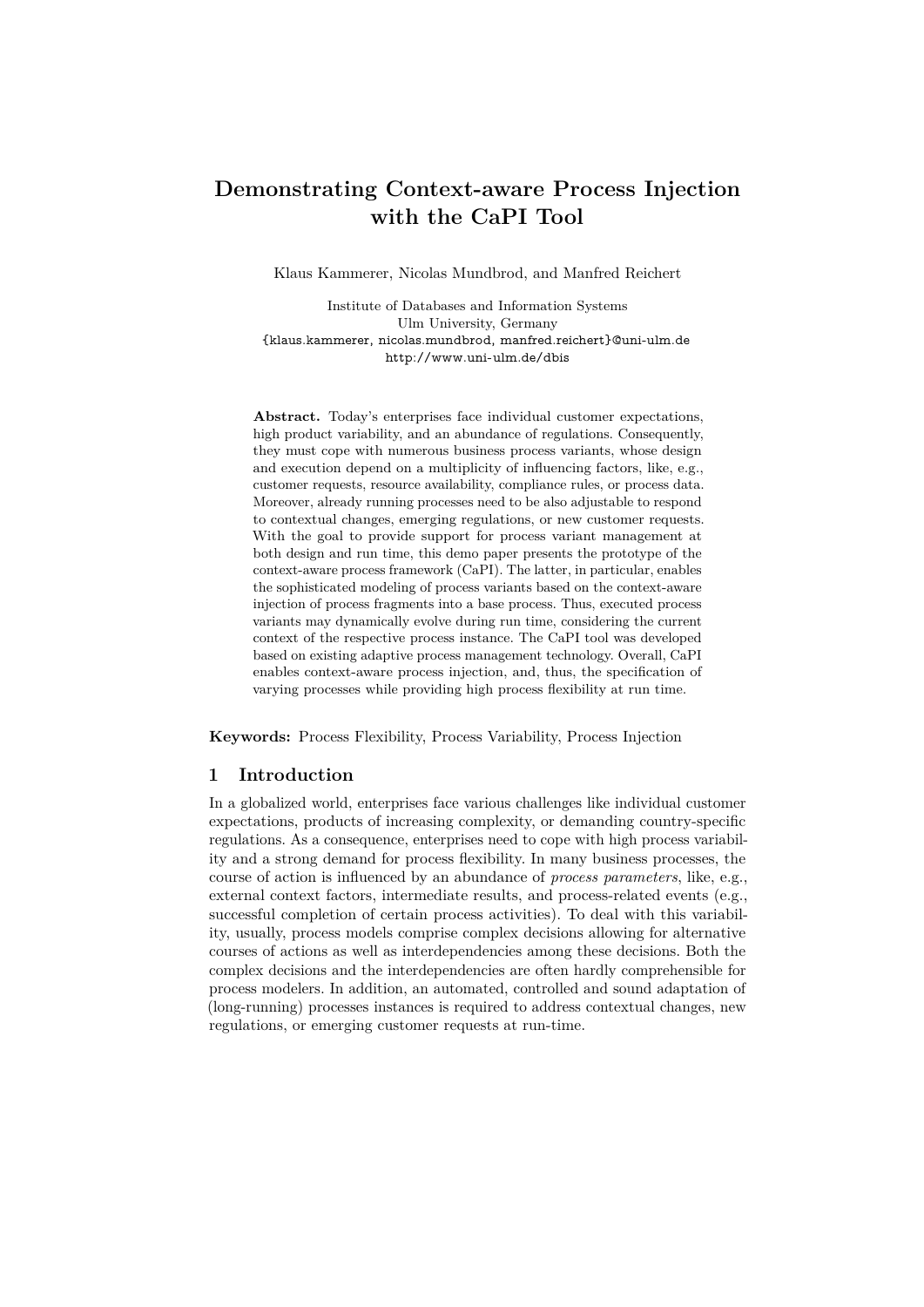# Demonstrating Context-aware Process Injection with the CaPI Tool

Klaus Kammerer, Nicolas Mundbrod, and Manfred Reichert

Institute of Databases and Information Systems
Ulm University, Germany
{klaus.kammerer, nicolas.mundbrod, manfred.reichert}@uni-ulm.de
http://www.uni-ulm.de/dbis

**Abstract.** Today's enterprises face individual customer expectations, high product variability, and an abundance of regulations. Consequently, they must cope with numerous business process variants, whose design and execution depend on a multiplicity of influencing factors, like, e.g., customer requests, resource availability, compliance rules, or process data. Moreover, already running processes need to be also adjustable to respond to contextual changes, emerging regulations, or new customer requests. With the goal to provide support for process variant management at both design and run time, this demo paper presents the prototype of the context-aware process framework (CaPI). The latter, in particular, enables the sophisticated modeling of process variants based on the context-aware injection of process fragments into a base process. Thus, executed process variants may dynamically evolve during run time, considering the current context of the respective process instance. The CaPI tool was developed based on existing adaptive process management technology. Overall, CaPI enables context-aware process injection, and, thus, the specification of varying processes while providing high process flexibility at run time.

**Keywords:** Process Flexibility, Process Variability, Process Injection

## 1 Introduction

In a globalized world, enterprises face various challenges like individual customer expectations, products of increasing complexity, or demanding country-specific regulations. As a consequence, enterprises need to cope with high process variability and a strong demand for process flexibility. In many business processes, the course of action is influenced by an abundance of *process parameters*, like, e.g., external context factors, intermediate results, and process-related events (e.g., successful completion of certain process activities). To deal with this variability, usually, process models comprise complex decisions allowing for alternative courses of actions as well as interdependencies among these decisions. Both the complex decisions and the interdependencies are often hardly comprehensible for process modelers. In addition, an automated, controlled and sound adaptation of (long-running) processes instances is required to address contextual changes, new regulations, or emerging customer requests at run-time.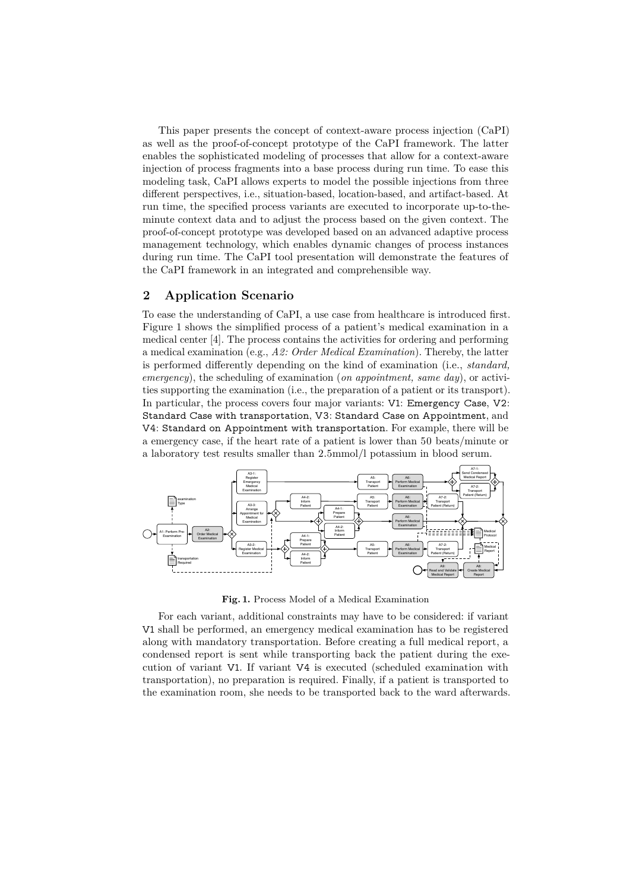This paper presents the concept of context-aware process injection (CaPI) as well as the proof-of-concept prototype of the CaPI framework. The latter enables the sophisticated modeling of processes that allow for a context-aware injection of process fragments into a base process during run time. To ease this modeling task, CaPI allows experts to model the possible injections from three different perspectives, i.e., situation-based, location-based, and artifact-based. At run time, the specified process variants are executed to incorporate up-to-the-minute context data and to adjust the process based on the given context. The proof-of-concept prototype was developed based on an advanced adaptive process management technology, which enables dynamic changes of process instances during run time. The CaPI tool presentation will demonstrate the features of the CaPI framework in an integrated and comprehensible way.

## 2 Application Scenario

To ease the understanding of CaPI, a use case from healthcare is introduced first. Figure 1 shows the simplified process of a patient's medical examination in a medical center [4]. The process contains the activities for ordering and performing a medical examination (e.g., *A2: Order Medical Examination*). Thereby, the latter is performed differently depending on the kind of examination (i.e., *standard, emergency*), the scheduling of examination (*on appointment, same day*), or activities supporting the examination (i.e., the preparation of a patient or its transport). In particular, the process covers four major variants: `V1`: `Emergency Case`, `V2`: `Standard Case with transportation`, `V3`: `Standard Case on Appointment`, and `V4`: `Standard on Appointment with transportation`. For example, there will be a emergency case, if the heart rate of a patient is lower than 50 beats/minute or a laboratory test results smaller than 2.5mmol/l potassium in blood serum.

**Fig. 1.** Process Model of a Medical Examination

For each variant, additional constraints may have to be considered: if variant `V1` shall be performed, an emergency medical examination has to be registered along with mandatory transportation. Before creating a full medical report, a condensed report is sent while transporting back the patient during the execution of variant `V1`. If variant `V4` is executed (scheduled examination with transportation), no preparation is required. Finally, if a patient is transported to the examination room, she needs to be transported back to the ward afterwards.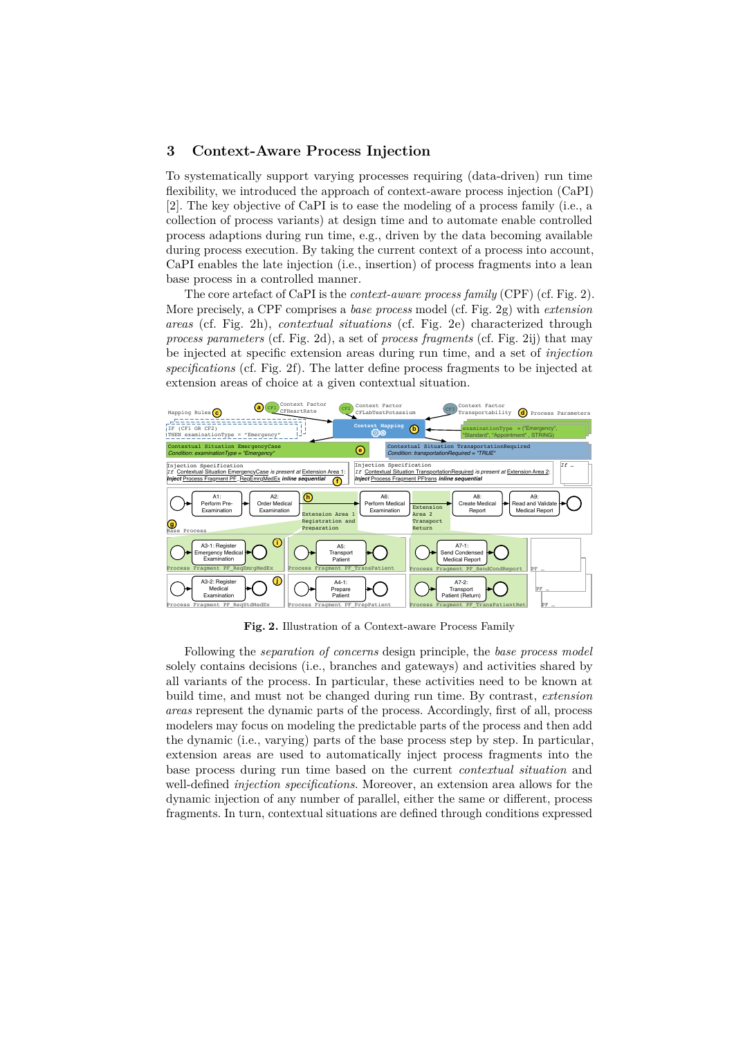## 3 Context-Aware Process Injection

To systematically support varying processes requiring (data-driven) run time flexibility, we introduced the approach of context-aware process injection (CaPI) [2]. The key objective of CaPI is to ease the modeling of a process family (i.e., a collection of process variants) at design time and to automate enable controlled process adaptions during run time, e.g., driven by the data becoming available during process execution. By taking the current context of a process into account, CaPI enables the late injection (i.e., insertion) of process fragments into a lean base process in a controlled manner.

The core artefact of CaPI is the *context-aware process family* (CPF) (cf. Fig. 2). More precisely, a CPF comprises a *base process* model (cf. Fig. 2g) with *extension areas* (cf. Fig. 2h), *contextual situations* (cf. Fig. 2e) characterized through *process parameters* (cf. Fig. 2d), a set of *process fragments* (cf. Fig. 2ij) that may be injected at specific extension areas during run time, and a set of *injection specifications* (cf. Fig. 2f). The latter define process fragments to be injected at extension areas of choice at a given contextual situation.

**Fig. 2.** Illustration of a Context-aware Process Family

Following the *separation of concerns* design principle, the *base process model* solely contains decisions (i.e., branches and gateways) and activities shared by all variants of the process. In particular, these activities need to be known at build time, and must not be changed during run time. By contrast, *extension areas* represent the dynamic parts of the process. Accordingly, first of all, process modelers may focus on modeling the predictable parts of the process and then add the dynamic (i.e., varying) parts of the base process step by step. In particular, extension areas are used to automatically inject process fragments into the base process during run time based on the current *contextual situation* and well-defined *injection specifications*. Moreover, an extension area allows for the dynamic injection of any number of parallel, either the same or different, process fragments. In turn, contextual situations are defined through conditions expressed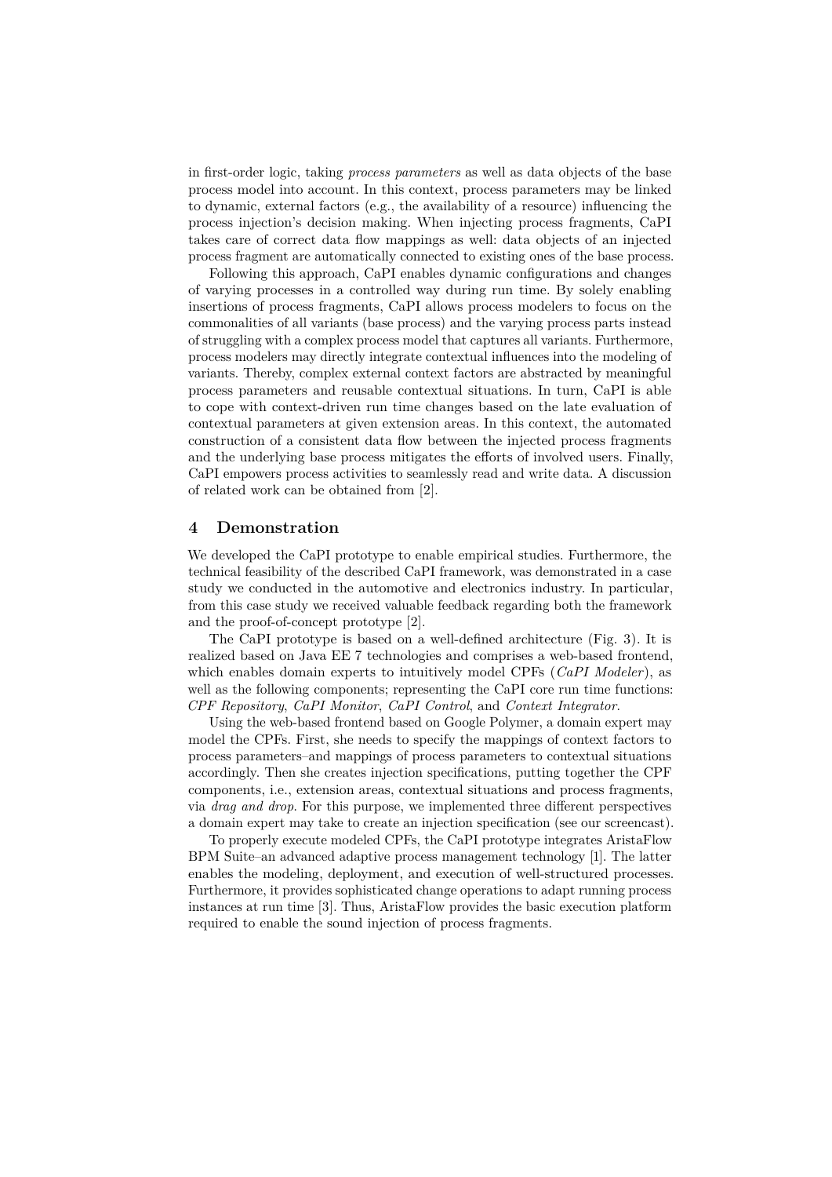in first-order logic, taking *process parameters* as well as data objects of the base process model into account. In this context, process parameters may be linked to dynamic, external factors (e.g., the availability of a resource) influencing the process injection's decision making. When injecting process fragments, CaPI takes care of correct data flow mappings as well: data objects of an injected process fragment are automatically connected to existing ones of the base process.

Following this approach, CaPI enables dynamic configurations and changes of varying processes in a controlled way during run time. By solely enabling insertions of process fragments, CaPI allows process modelers to focus on the commonalities of all variants (base process) and the varying process parts instead of struggling with a complex process model that captures all variants. Furthermore, process modelers may directly integrate contextual influences into the modeling of variants. Thereby, complex external context factors are abstracted by meaningful process parameters and reusable contextual situations. In turn, CaPI is able to cope with context-driven run time changes based on the late evaluation of contextual parameters at given extension areas. In this context, the automated construction of a consistent data flow between the injected process fragments and the underlying base process mitigates the efforts of involved users. Finally, CaPI empowers process activities to seamlessly read and write data. A discussion of related work can be obtained from [2].

## 4 Demonstration

We developed the CaPI prototype to enable empirical studies. Furthermore, the technical feasibility of the described CaPI framework, was demonstrated in a case study we conducted in the automotive and electronics industry. In particular, from this case study we received valuable feedback regarding both the framework and the proof-of-concept prototype [2].

The CaPI prototype is based on a well-defined architecture (Fig. 3). It is realized based on Java EE 7 technologies and comprises a web-based frontend, which enables domain experts to intuitively model CPFs (*CaPI Modeler*), as well as the following components; representing the CaPI core run time functions: *CPF Repository*, *CaPI Monitor*, *CaPI Control*, and *Context Integrator*.

Using the web-based frontend based on Google Polymer, a domain expert may model the CPFs. First, she needs to specify the mappings of context factors to process parameters–and mappings of process parameters to contextual situations accordingly. Then she creates injection specifications, putting together the CPF components, i.e., extension areas, contextual situations and process fragments, via *drag and drop*. For this purpose, we implemented three different perspectives a domain expert may take to create an injection specification (see our screencast).

To properly execute modeled CPFs, the CaPI prototype integrates AristaFlow BPM Suite–an advanced adaptive process management technology [1]. The latter enables the modeling, deployment, and execution of well-structured processes. Furthermore, it provides sophisticated change operations to adapt running process instances at run time [3]. Thus, AristaFlow provides the basic execution platform required to enable the sound injection of process fragments.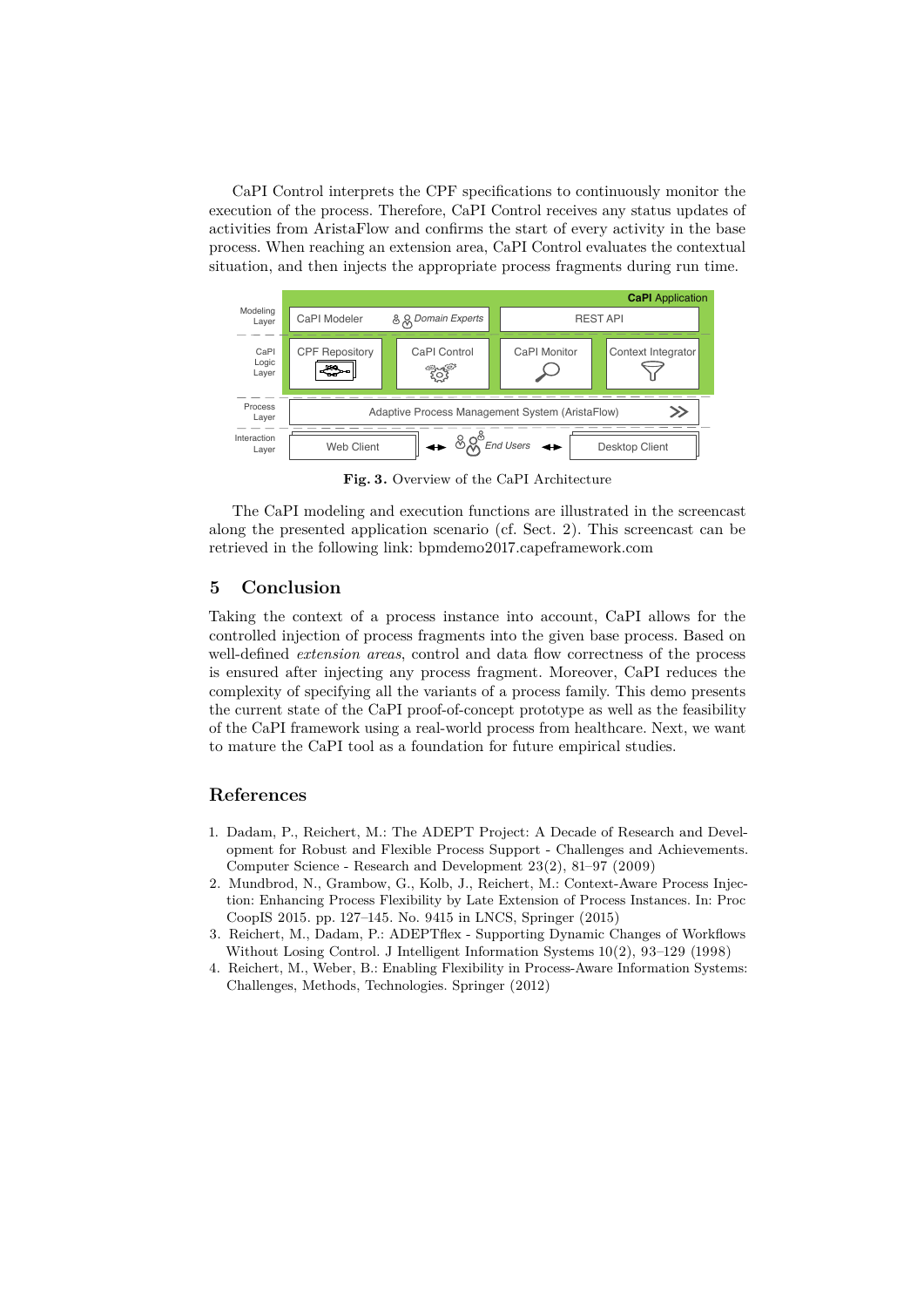CaPI Control interprets the CPF specifications to continuously monitor the execution of the process. Therefore, CaPI Control receives any status updates of activities from AristaFlow and confirms the start of every activity in the base process. When reaching an extension area, CaPI Control evaluates the contextual situation, and then injects the appropriate process fragments during run time.

CaPI Application

Modeling Layer

CaPI Modeler

Domain Experts

REST API

CaPI Logic Layer

CPF Repository

CaPI Control

CaPI Monitor

Context Integrator

Process Layer

Adaptive Process Management System (AristaFlow)

Interaction Layer

Web Client

End Users

Desktop Client

**Fig. 3.** Overview of the CaPI Architecture

The CaPI modeling and execution functions are illustrated in the screencast along the presented application scenario (cf. Sect. 2). This screencast can be retrieved in the following link: bpmdemo2017.capeframework.com

## 5 Conclusion

Taking the context of a process instance into account, CaPI allows for the controlled injection of process fragments into the given base process. Based on well-defined *extension areas*, control and data flow correctness of the process is ensured after injecting any process fragment. Moreover, CaPI reduces the complexity of specifying all the variants of a process family. This demo presents the current state of the CaPI proof-of-concept prototype as well as the feasibility of the CaPI framework using a real-world process from healthcare. Next, we want to mature the CaPI tool as a foundation for future empirical studies.

## References

1. Dadam, P., Reichert, M.: The ADEPT Project: A Decade of Research and Development for Robust and Flexible Process Support - Challenges and Achievements. Computer Science - Research and Development 23(2), 81–97 (2009)
2. Mundbrod, N., Grambow, G., Kolb, J., Reichert, M.: Context-Aware Process Injection: Enhancing Process Flexibility by Late Extension of Process Instances. In: Proc CoopIS 2015. pp. 127–145. No. 9415 in LNCS, Springer (2015)
3. Reichert, M., Dadam, P.: ADEPTflex - Supporting Dynamic Changes of Workflows Without Losing Control. J Intelligent Information Systems 10(2), 93–129 (1998)
4. Reichert, M., Weber, B.: Enabling Flexibility in Process-Aware Information Systems: Challenges, Methods, Technologies. Springer (2012)